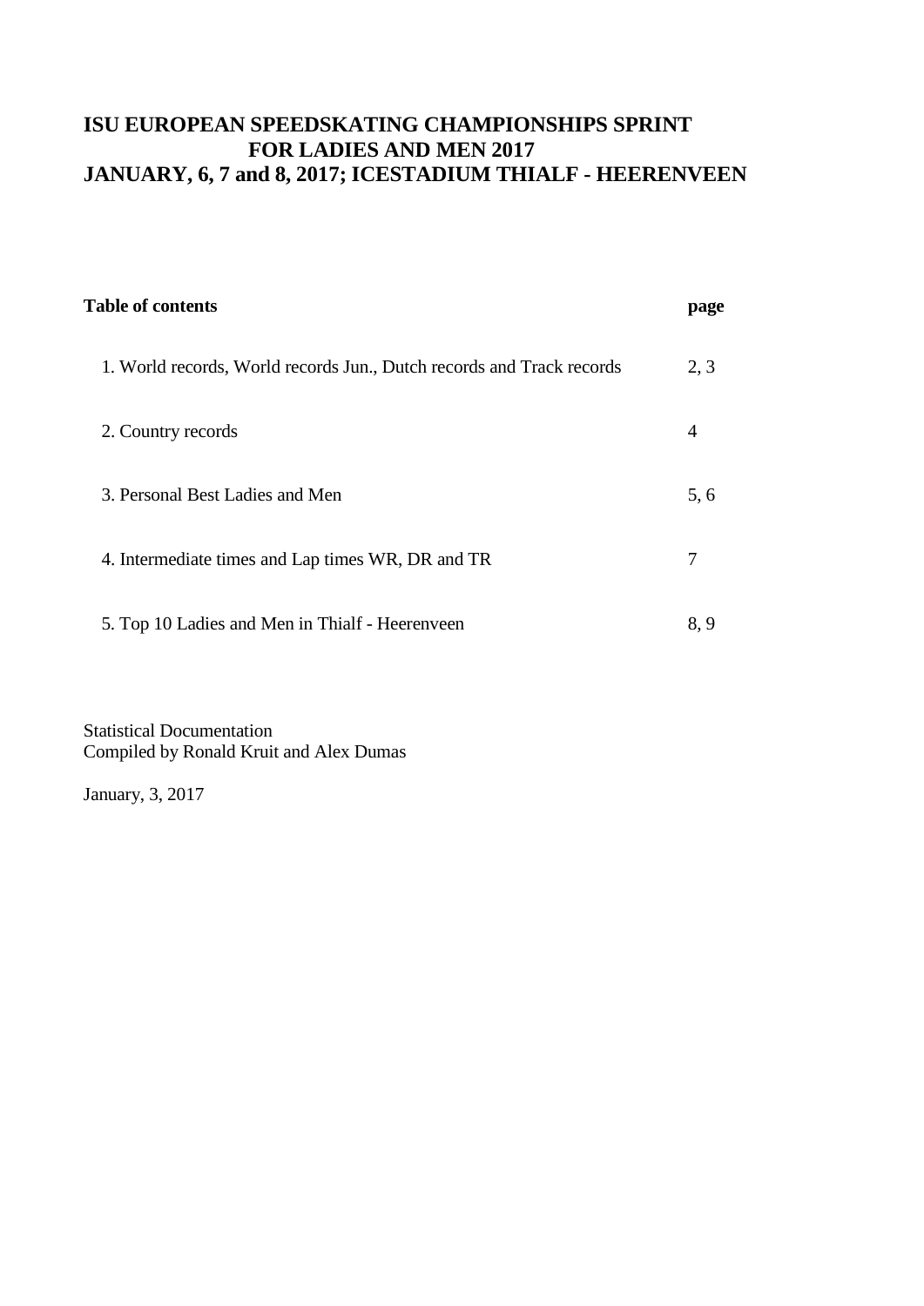# ISU EUROPEAN SPEEDSKATING CHAMPIONSHIPS SPRINT FOR LADIES AND MEN 2017
# JANUARY, 6, 7 and 8, 2017; ICESTADIUM THIALF - HEERENVEEN

| **Table of contents** | **page** |
|---|---|
| 1. World records, World records Jun., Dutch records and Track records | 2, 3 |
| 2. Country records | 4 |
| 3. Personal Best Ladies and Men | 5, 6 |
| 4. Intermediate times and Lap times WR, DR and TR | 7 |
| 5. Top 10 Ladies and Men in Thialf - Heerenveen | 8, 9 |

Statistical Documentation
Compiled by Ronald Kruit and Alex Dumas

January, 3, 2017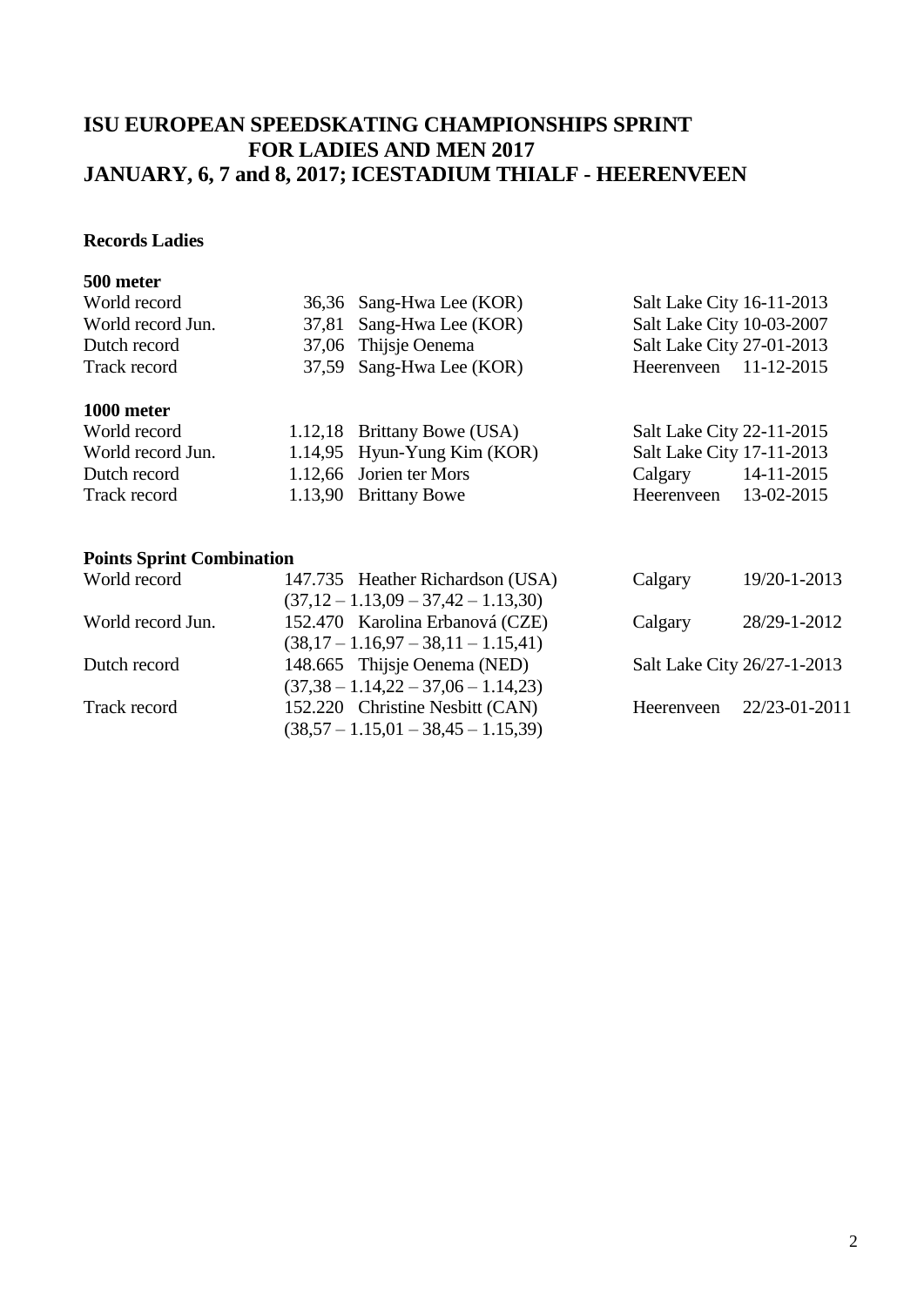# ISU EUROPEAN SPEEDSKATING CHAMPIONSHIPS SPRINT FOR LADIES AND MEN 2017
# JANUARY, 6, 7 and 8, 2017; ICESTADIUM THIALF - HEERENVEEN

**Records Ladies**

**500 meter**

| | | | | |
|---|---|---|---|---|
| World record | 36,36 | Sang-Hwa Lee (KOR) | Salt Lake City | 16-11-2013 |
| World record Jun. | 37,81 | Sang-Hwa Lee (KOR) | Salt Lake City | 10-03-2007 |
| Dutch record | 37,06 | Thijsje Oenema | Salt Lake City | 27-01-2013 |
| Track record | 37,59 | Sang-Hwa Lee (KOR) | Heerenveen | 11-12-2015 |

**1000 meter**

| | | | | |
|---|---|---|---|---|
| World record | 1.12,18 | Brittany Bowe (USA) | Salt Lake City | 22-11-2015 |
| World record Jun. | 1.14,95 | Hyun-Yung Kim (KOR) | Salt Lake City | 17-11-2013 |
| Dutch record | 1.12,66 | Jorien ter Mors | Calgary | 14-11-2015 |
| Track record | 1.13,90 | Brittany Bowe | Heerenveen | 13-02-2015 |

**Points Sprint Combination**

| | | | |
|---|---|---|---|
| World record | 147.735 Heather Richardson (USA)<br>(37,12 – 1.13,09 – 37,42 – 1.13,30) | Calgary | 19/20-1-2013 |
| World record Jun. | 152.470 Karolina Erbanová (CZE)<br>(38,17 – 1.16,97 – 38,11 – 1.15,41) | Calgary | 28/29-1-2012 |
| Dutch record | 148.665 Thijsje Oenema (NED)<br>(37,38 – 1.14,22 – 37,06 – 1.14,23) | Salt Lake City | 26/27-1-2013 |
| Track record | 152.220 Christine Nesbitt (CAN)<br>(38,57 – 1.15,01 – 38,45 – 1.15,39) | Heerenveen | 22/23-01-2011 |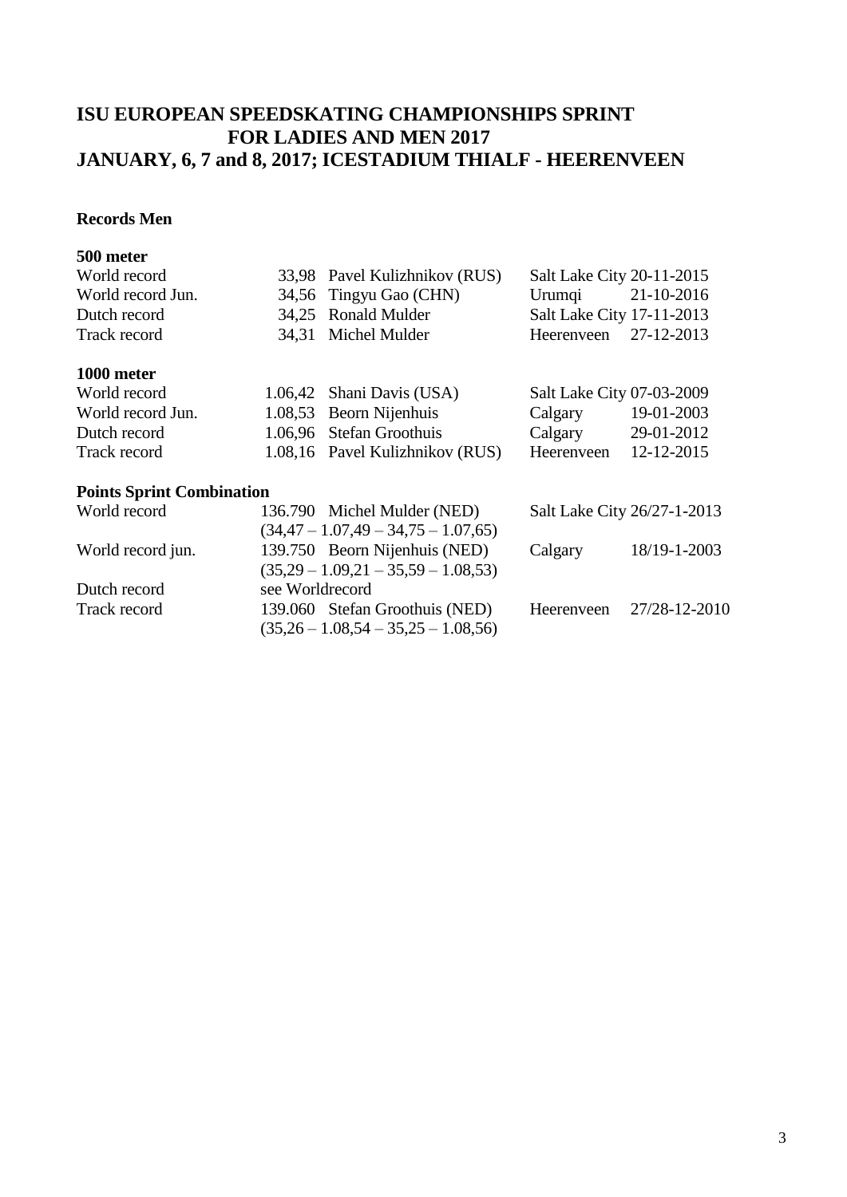# ISU EUROPEAN SPEEDSKATING CHAMPIONSHIPS SPRINT FOR LADIES AND MEN 2017
# JANUARY, 6, 7 and 8, 2017; ICESTADIUM THIALF - HEERENVEEN

## Records Men

### 500 meter

| | | | | |
|---|---|---|---|---|
| World record | 33,98 | Pavel Kulizhnikov (RUS) | Salt Lake City | 20-11-2015 |
| World record Jun. | 34,56 | Tingyu Gao (CHN) | Urumqi | 21-10-2016 |
| Dutch record | 34,25 | Ronald Mulder | Salt Lake City | 17-11-2013 |
| Track record | 34,31 | Michel Mulder | Heerenveen | 27-12-2013 |

### 1000 meter

| | | | | |
|---|---|---|---|---|
| World record | 1.06,42 | Shani Davis (USA) | Salt Lake City | 07-03-2009 |
| World record Jun. | 1.08,53 | Beorn Nijenhuis | Calgary | 19-01-2003 |
| Dutch record | 1.06,96 | Stefan Groothuis | Calgary | 29-01-2012 |
| Track record | 1.08,16 | Pavel Kulizhnikov (RUS) | Heerenveen | 12-12-2015 |

### Points Sprint Combination

| | | | | |
|---|---|---|---|---|
| World record | 136.790 | Michel Mulder (NED) | Salt Lake City | 26/27-1-2013 |
| | (34,47 – 1.07,49 – 34,75 – 1.07,65) | | | |
| World record jun. | 139.750 | Beorn Nijenhuis (NED) | Calgary | 18/19-1-2003 |
| | (35,29 – 1.09,21 – 35,59 – 1.08,53) | | | |
| Dutch record | see Worldrecord | | | |
| Track record | 139.060 | Stefan Groothuis (NED) | Heerenveen | 27/28-12-2010 |
| | (35,26 – 1.08,54 – 35,25 – 1.08,56) | | | |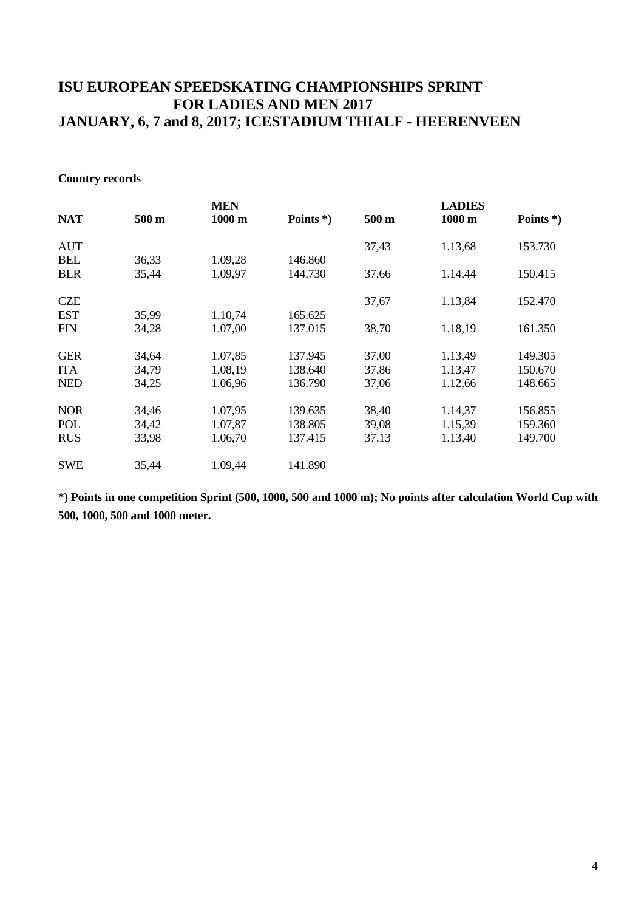# ISU EUROPEAN SPEEDSKATING CHAMPIONSHIPS SPRINT FOR LADIES AND MEN 2017
# JANUARY, 6, 7 and 8, 2017; ICESTADIUM THIALF - HEERENVEEN

**Country records**

| | MEN | | | LADIES | | |
|---|---|---|---|---|---|---|
| **NAT** | **500 m** | **1000 m** | **Points *)** | **500 m** | **1000 m** | **Points *)** |
| AUT | | | | 37,43 | 1.13,68 | 153.730 |
| BEL | 36,33 | 1.09,28 | 146.860 | | | |
| BLR | 35,44 | 1.09,97 | 144.730 | 37,66 | 1.14,44 | 150.415 |
| CZE | | | | 37,67 | 1.13,84 | 152.470 |
| EST | 35,99 | 1.10,74 | 165.625 | | | |
| FIN | 34,28 | 1.07,00 | 137.015 | 38,70 | 1.18,19 | 161.350 |
| GER | 34,64 | 1.07,85 | 137.945 | 37,00 | 1.13,49 | 149.305 |
| ITA | 34,79 | 1.08,19 | 138.640 | 37,86 | 1.13,47 | 150.670 |
| NED | 34,25 | 1.06,96 | 136.790 | 37,06 | 1.12,66 | 148.665 |
| NOR | 34,46 | 1.07,95 | 139.635 | 38,40 | 1.14,37 | 156.855 |
| POL | 34,42 | 1.07,87 | 138.805 | 39,08 | 1.15,39 | 159.360 |
| RUS | 33,98 | 1.06,70 | 137.415 | 37,13 | 1.13,40 | 149.700 |
| SWE | 35,44 | 1.09,44 | 141.890 | | | |

**\*) Points in one competition Sprint (500, 1000, 500 and 1000 m); No points after calculation World Cup with 500, 1000, 500 and 1000 meter.**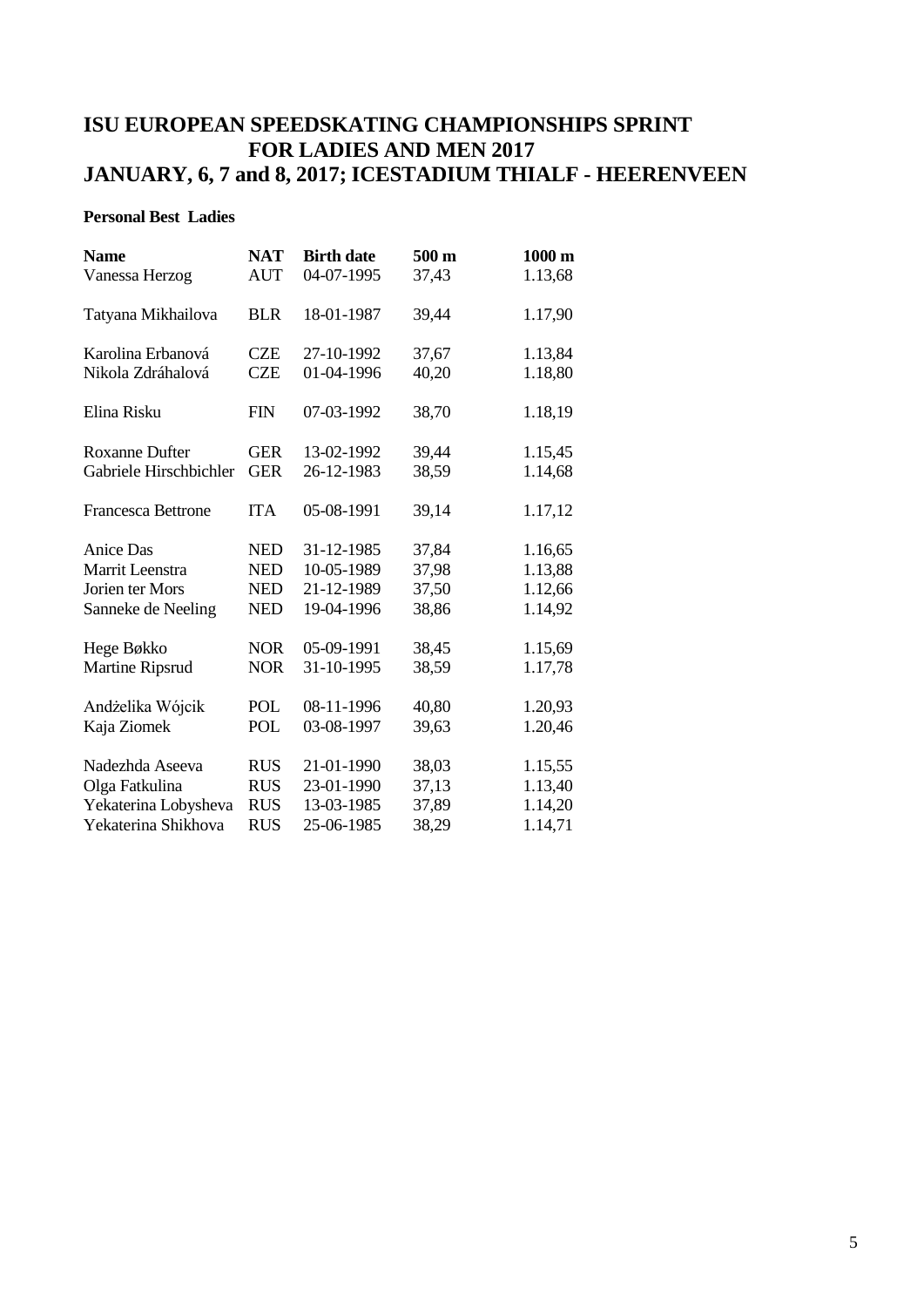# ISU EUROPEAN SPEEDSKATING CHAMPIONSHIPS SPRINT FOR LADIES AND MEN 2017
# JANUARY, 6, 7 and 8, 2017; ICESTADIUM THIALF - HEERENVEEN

**Personal Best Ladies**

| Name | NAT | Birth date | 500 m | 1000 m |
|---|---|---|---|---|
| Vanessa Herzog | AUT | 04-07-1995 | 37,43 | 1.13,68 |
| Tatyana Mikhailova | BLR | 18-01-1987 | 39,44 | 1.17,90 |
| Karolina Erbanová | CZE | 27-10-1992 | 37,67 | 1.13,84 |
| Nikola Zdráhalová | CZE | 01-04-1996 | 40,20 | 1.18,80 |
| Elina Risku | FIN | 07-03-1992 | 38,70 | 1.18,19 |
| Roxanne Dufter | GER | 13-02-1992 | 39,44 | 1.15,45 |
| Gabriele Hirschbichler | GER | 26-12-1983 | 38,59 | 1.14,68 |
| Francesca Bettrone | ITA | 05-08-1991 | 39,14 | 1.17,12 |
| Anice Das | NED | 31-12-1985 | 37,84 | 1.16,65 |
| Marrit Leenstra | NED | 10-05-1989 | 37,98 | 1.13,88 |
| Jorien ter Mors | NED | 21-12-1989 | 37,50 | 1.12,66 |
| Sanneke de Neeling | NED | 19-04-1996 | 38,86 | 1.14,92 |
| Hege Bøkko | NOR | 05-09-1991 | 38,45 | 1.15,69 |
| Martine Ripsrud | NOR | 31-10-1995 | 38,59 | 1.17,78 |
| Andżelika Wójcik | POL | 08-11-1996 | 40,80 | 1.20,93 |
| Kaja Ziomek | POL | 03-08-1997 | 39,63 | 1.20,46 |
| Nadezhda Aseeva | RUS | 21-01-1990 | 38,03 | 1.15,55 |
| Olga Fatkulina | RUS | 23-01-1990 | 37,13 | 1.13,40 |
| Yekaterina Lobysheva | RUS | 13-03-1985 | 37,89 | 1.14,20 |
| Yekaterina Shikhova | RUS | 25-06-1985 | 38,29 | 1.14,71 |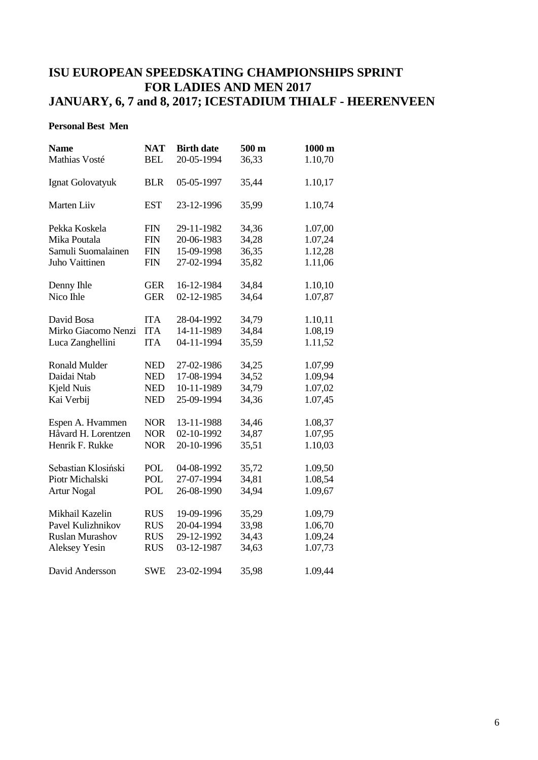# ISU EUROPEAN SPEEDSKATING CHAMPIONSHIPS SPRINT FOR LADIES AND MEN 2017
# JANUARY, 6, 7 and 8, 2017; ICESTADIUM THIALF - HEERENVEEN

**Personal Best Men**

| Name | NAT | Birth date | 500 m | 1000 m |
|---|---|---|---|---|
| Mathias Vosté | BEL | 20-05-1994 | 36,33 | 1.10,70 |
| Ignat Golovatyuk | BLR | 05-05-1997 | 35,44 | 1.10,17 |
| Marten Liiv | EST | 23-12-1996 | 35,99 | 1.10,74 |
| Pekka Koskela | FIN | 29-11-1982 | 34,36 | 1.07,00 |
| Mika Poutala | FIN | 20-06-1983 | 34,28 | 1.07,24 |
| Samuli Suomalainen | FIN | 15-09-1998 | 36,35 | 1.12,28 |
| Juho Vaittinen | FIN | 27-02-1994 | 35,82 | 1.11,06 |
| Denny Ihle | GER | 16-12-1984 | 34,84 | 1.10,10 |
| Nico Ihle | GER | 02-12-1985 | 34,64 | 1.07,87 |
| David Bosa | ITA | 28-04-1992 | 34,79 | 1.10,11 |
| Mirko Giacomo Nenzi | ITA | 14-11-1989 | 34,84 | 1.08,19 |
| Luca Zanghellini | ITA | 04-11-1994 | 35,59 | 1.11,52 |
| Ronald Mulder | NED | 27-02-1986 | 34,25 | 1.07,99 |
| Daidai Ntab | NED | 17-08-1994 | 34,52 | 1.09,94 |
| Kjeld Nuis | NED | 10-11-1989 | 34,79 | 1.07,02 |
| Kai Verbij | NED | 25-09-1994 | 34,36 | 1.07,45 |
| Espen A. Hvammen | NOR | 13-11-1988 | 34,46 | 1.08,37 |
| Håvard H. Lorentzen | NOR | 02-10-1992 | 34,87 | 1.07,95 |
| Henrik F. Rukke | NOR | 20-10-1996 | 35,51 | 1.10,03 |
| Sebastian Kłosiński | POL | 04-08-1992 | 35,72 | 1.09,50 |
| Piotr Michalski | POL | 27-07-1994 | 34,81 | 1.08,54 |
| Artur Nogal | POL | 26-08-1990 | 34,94 | 1.09,67 |
| Mikhail Kazelin | RUS | 19-09-1996 | 35,29 | 1.09,79 |
| Pavel Kulizhnikov | RUS | 20-04-1994 | 33,98 | 1.06,70 |
| Ruslan Murashov | RUS | 29-12-1992 | 34,43 | 1.09,24 |
| Aleksey Yesin | RUS | 03-12-1987 | 34,63 | 1.07,73 |
| David Andersson | SWE | 23-02-1994 | 35,98 | 1.09,44 |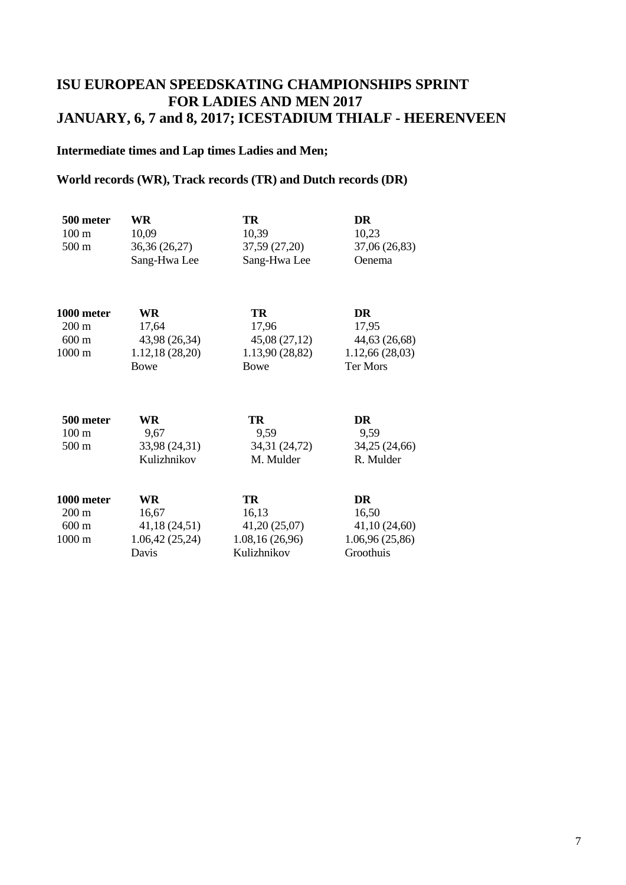# ISU EUROPEAN SPEEDSKATING CHAMPIONSHIPS SPRINT FOR LADIES AND MEN 2017
## JANUARY, 6, 7 and 8, 2017; ICESTADIUM THIALF - HEERENVEEN

**Intermediate times and Lap times Ladies and Men;**

**World records (WR), Track records (TR) and Dutch records (DR)**

| **500 meter** | **WR** | **TR** | **DR** |
|---|---|---|---|
| 100 m | 10,09 | 10,39 | 10,23 |
| 500 m | 36,36 (26,27) | 37,59 (27,20) | 37,06 (26,83) |
| | Sang-Hwa Lee | Sang-Hwa Lee | Oenema |

| **1000 meter** | **WR** | **TR** | **DR** |
|---|---|---|---|
| 200 m | 17,64 | 17,96 | 17,95 |
| 600 m | 43,98 (26,34) | 45,08 (27,12) | 44,63 (26,68) |
| 1000 m | 1.12,18 (28,20) | 1.13,90 (28,82) | 1.12,66 (28,03) |
| | Bowe | Bowe | Ter Mors |

| **500 meter** | **WR** | **TR** | **DR** |
|---|---|---|---|
| 100 m | 9,67 | 9,59 | 9,59 |
| 500 m | 33,98 (24,31) | 34,31 (24,72) | 34,25 (24,66) |
| | Kulizhnikov | M. Mulder | R. Mulder |

| **1000 meter** | **WR** | **TR** | **DR** |
|---|---|---|---|
| 200 m | 16,67 | 16,13 | 16,50 |
| 600 m | 41,18 (24,51) | 41,20 (25,07) | 41,10 (24,60) |
| 1000 m | 1.06,42 (25,24) | 1.08,16 (26,96) | 1.06,96 (25,86) |
| | Davis | Kulizhnikov | Groothuis |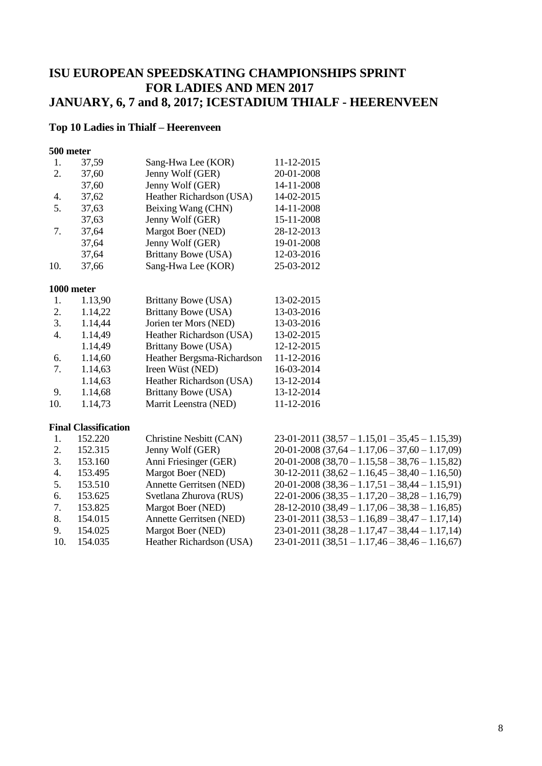# ISU EUROPEAN SPEEDSKATING CHAMPIONSHIPS SPRINT FOR LADIES AND MEN 2017
# JANUARY, 6, 7 and 8, 2017; ICESTADIUM THIALF - HEERENVEEN

## Top 10 Ladies in Thialf – Heerenveen

### 500 meter

| | | | |
|---|---|---|---|
| 1. | 37,59 | Sang-Hwa Lee (KOR) | 11-12-2015 |
| 2. | 37,60 | Jenny Wolf (GER) | 20-01-2008 |
| | 37,60 | Jenny Wolf (GER) | 14-11-2008 |
| 4. | 37,62 | Heather Richardson (USA) | 14-02-2015 |
| 5. | 37,63 | Beixing Wang (CHN) | 14-11-2008 |
| | 37,63 | Jenny Wolf (GER) | 15-11-2008 |
| 7. | 37,64 | Margot Boer (NED) | 28-12-2013 |
| | 37,64 | Jenny Wolf (GER) | 19-01-2008 |
| | 37,64 | Brittany Bowe (USA) | 12-03-2016 |
| 10. | 37,66 | Sang-Hwa Lee (KOR) | 25-03-2012 |

### 1000 meter

| | | | |
|---|---|---|---|
| 1. | 1.13,90 | Brittany Bowe (USA) | 13-02-2015 |
| 2. | 1.14,22 | Brittany Bowe (USA) | 13-03-2016 |
| 3. | 1.14,44 | Jorien ter Mors (NED) | 13-03-2016 |
| 4. | 1.14,49 | Heather Richardson (USA) | 13-02-2015 |
| | 1.14,49 | Brittany Bowe (USA) | 12-12-2015 |
| 6. | 1.14,60 | Heather Bergsma-Richardson | 11-12-2016 |
| 7. | 1.14,63 | Ireen Wüst (NED) | 16-03-2014 |
| | 1.14,63 | Heather Richardson (USA) | 13-12-2014 |
| 9. | 1.14,68 | Brittany Bowe (USA) | 13-12-2014 |
| 10. | 1.14,73 | Marrit Leenstra (NED) | 11-12-2016 |

### Final Classification

| | | | |
|---|---|---|---|
| 1. | 152.220 | Christine Nesbitt (CAN) | 23-01-2011 (38,57 – 1.15,01 – 35,45 – 1.15,39) |
| 2. | 152.315 | Jenny Wolf (GER) | 20-01-2008 (37,64 – 1.17,06 – 37,60 – 1.17,09) |
| 3. | 153.160 | Anni Friesinger (GER) | 20-01-2008 (38,70 – 1.15,58 – 38,76 – 1.15,82) |
| 4. | 153.495 | Margot Boer (NED) | 30-12-2011 (38,62 – 1.16,45 – 38,40 – 1.16,50) |
| 5. | 153.510 | Annette Gerritsen (NED) | 20-01-2008 (38,36 – 1.17,51 – 38,44 – 1.15,91) |
| 6. | 153.625 | Svetlana Zhurova (RUS) | 22-01-2006 (38,35 – 1.17,20 – 38,28 – 1.16,79) |
| 7. | 153.825 | Margot Boer (NED) | 28-12-2010 (38,49 – 1.17,06 – 38,38 – 1.16,85) |
| 8. | 154.015 | Annette Gerritsen (NED) | 23-01-2011 (38,53 – 1.16,89 – 38,47 – 1.17,14) |
| 9. | 154.025 | Margot Boer (NED) | 23-01-2011 (38,28 – 1.17,47 – 38,44 – 1.17,14) |
| 10. | 154.035 | Heather Richardson (USA) | 23-01-2011 (38,51 – 1.17,46 – 38,46 – 1.16,67) |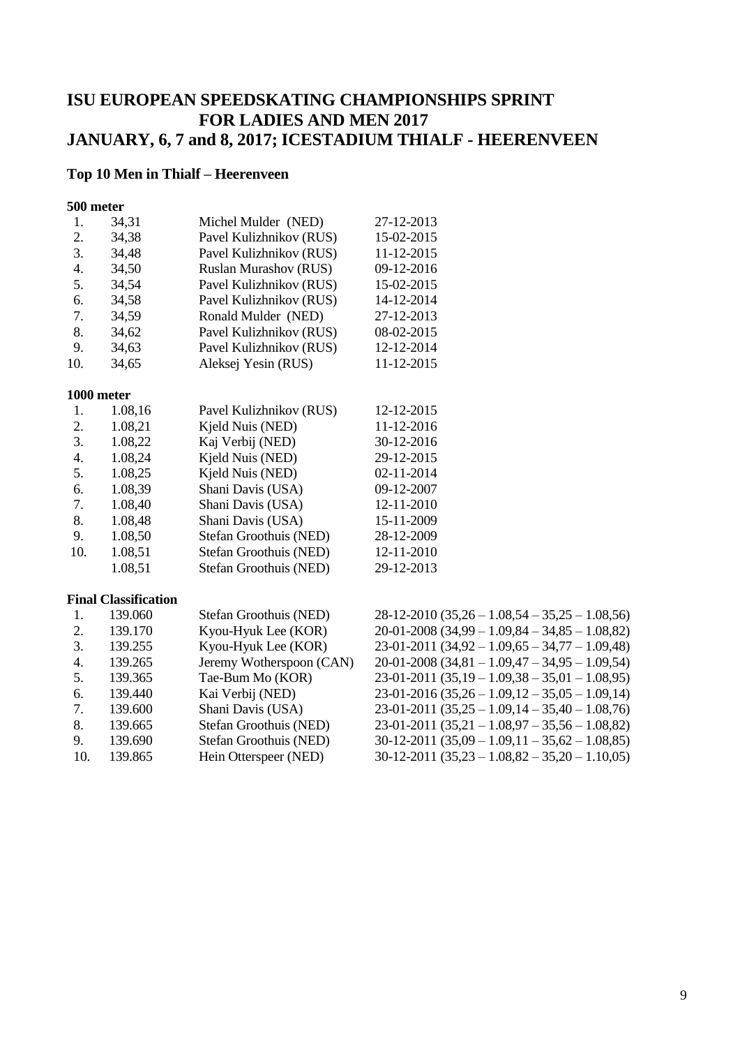# ISU EUROPEAN SPEEDSKATING CHAMPIONSHIPS SPRINT FOR LADIES AND MEN 2017
# JANUARY, 6, 7 and 8, 2017; ICESTADIUM THIALF - HEERENVEEN

## Top 10 Men in Thialf – Heerenveen

### 500 meter

| | | | |
|---|---|---|---|
| 1. | 34,31 | Michel Mulder (NED) | 27-12-2013 |
| 2. | 34,38 | Pavel Kulizhnikov (RUS) | 15-02-2015 |
| 3. | 34,48 | Pavel Kulizhnikov (RUS) | 11-12-2015 |
| 4. | 34,50 | Ruslan Murashov (RUS) | 09-12-2016 |
| 5. | 34,54 | Pavel Kulizhnikov (RUS) | 15-02-2015 |
| 6. | 34,58 | Pavel Kulizhnikov (RUS) | 14-12-2014 |
| 7. | 34,59 | Ronald Mulder (NED) | 27-12-2013 |
| 8. | 34,62 | Pavel Kulizhnikov (RUS) | 08-02-2015 |
| 9. | 34,63 | Pavel Kulizhnikov (RUS) | 12-12-2014 |
| 10. | 34,65 | Aleksej Yesin (RUS) | 11-12-2015 |

### 1000 meter

| | | | |
|---|---|---|---|
| 1. | 1.08,16 | Pavel Kulizhnikov (RUS) | 12-12-2015 |
| 2. | 1.08,21 | Kjeld Nuis (NED) | 11-12-2016 |
| 3. | 1.08,22 | Kaj Verbij (NED) | 30-12-2016 |
| 4. | 1.08,24 | Kjeld Nuis (NED) | 29-12-2015 |
| 5. | 1.08,25 | Kjeld Nuis (NED) | 02-11-2014 |
| 6. | 1.08,39 | Shani Davis (USA) | 09-12-2007 |
| 7. | 1.08,40 | Shani Davis (USA) | 12-11-2010 |
| 8. | 1.08,48 | Shani Davis (USA) | 15-11-2009 |
| 9. | 1.08,50 | Stefan Groothuis (NED) | 28-12-2009 |
| 10. | 1.08,51 | Stefan Groothuis (NED) | 12-11-2010 |
| | 1.08,51 | Stefan Groothuis (NED) | 29-12-2013 |

### Final Classification

| | | | |
|---|---|---|---|
| 1. | 139.060 | Stefan Groothuis (NED) | 28-12-2010 (35,26 – 1.08,54 – 35,25 – 1.08,56) |
| 2. | 139.170 | Kyou-Hyuk Lee (KOR) | 20-01-2008 (34,99 – 1.09,84 – 34,85 – 1.08,82) |
| 3. | 139.255 | Kyou-Hyuk Lee (KOR) | 23-01-2011 (34,92 – 1.09,65 – 34,77 – 1.09,48) |
| 4. | 139.265 | Jeremy Wotherspoon (CAN) | 20-01-2008 (34,81 – 1.09,47 – 34,95 – 1.09,54) |
| 5. | 139.365 | Tae-Bum Mo (KOR) | 23-01-2011 (35,19 – 1.09,38 – 35,01 – 1.08,95) |
| 6. | 139.440 | Kai Verbij (NED) | 23-01-2016 (35,26 – 1.09,12 – 35,05 – 1.09,14) |
| 7. | 139.600 | Shani Davis (USA) | 23-01-2011 (35,25 – 1.09,14 – 35,40 – 1.08,76) |
| 8. | 139.665 | Stefan Groothuis (NED) | 23-01-2011 (35,21 – 1.08,97 – 35,56 – 1.08,82) |
| 9. | 139.690 | Stefan Groothuis (NED) | 30-12-2011 (35,09 – 1.09,11 – 35,62 – 1.08,85) |
| 10. | 139.865 | Hein Otterspeer (NED) | 30-12-2011 (35,23 – 1.08,82 – 35,20 – 1.10,05) |